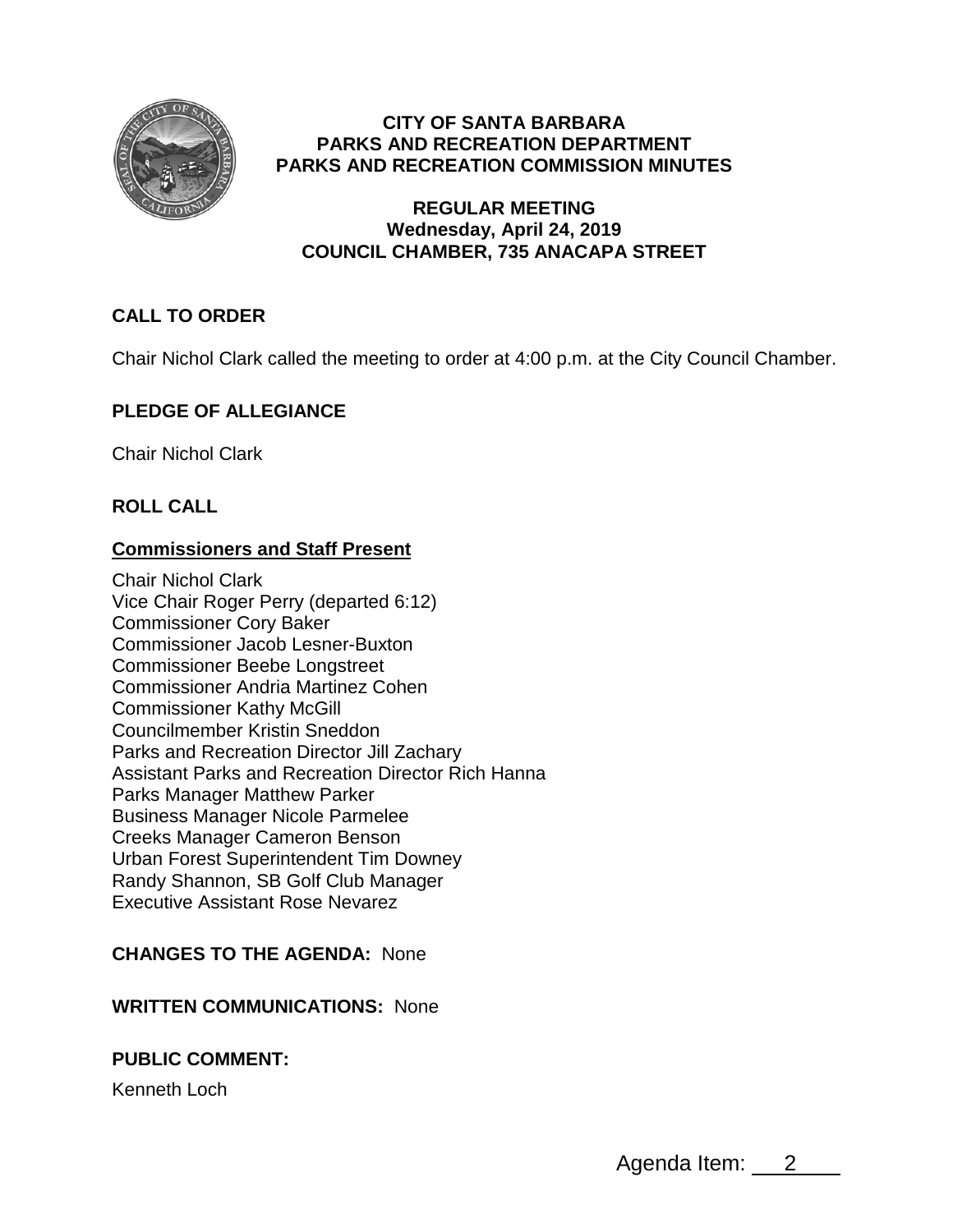# CITY OF SANTA BARBARA
# PARKS AND RECREATION DEPARTMENT
# PARKS AND RECREATION COMMISSION MINUTES

## REGULAR MEETING
## Wednesday, April 24, 2019
## COUNCIL CHAMBER, 735 ANACAPA STREET

### CALL TO ORDER

Chair Nichol Clark called the meeting to order at 4:00 p.m. at the City Council Chamber.

### PLEDGE OF ALLEGIANCE

Chair Nichol Clark

### ROLL CALL

**Commissioners and Staff Present**

Chair Nichol Clark
Vice Chair Roger Perry (departed 6:12)
Commissioner Cory Baker
Commissioner Jacob Lesner-Buxton
Commissioner Beebe Longstreet
Commissioner Andria Martinez Cohen
Commissioner Kathy McGill
Councilmember Kristin Sneddon
Parks and Recreation Director Jill Zachary
Assistant Parks and Recreation Director Rich Hanna
Parks Manager Matthew Parker
Business Manager Nicole Parmelee
Creeks Manager Cameron Benson
Urban Forest Superintendent Tim Downey
Randy Shannon, SB Golf Club Manager
Executive Assistant Rose Nevarez

**CHANGES TO THE AGENDA:** None

**WRITTEN COMMUNICATIONS:** None

**PUBLIC COMMENT:**

Kenneth Loch

Agenda Item: 2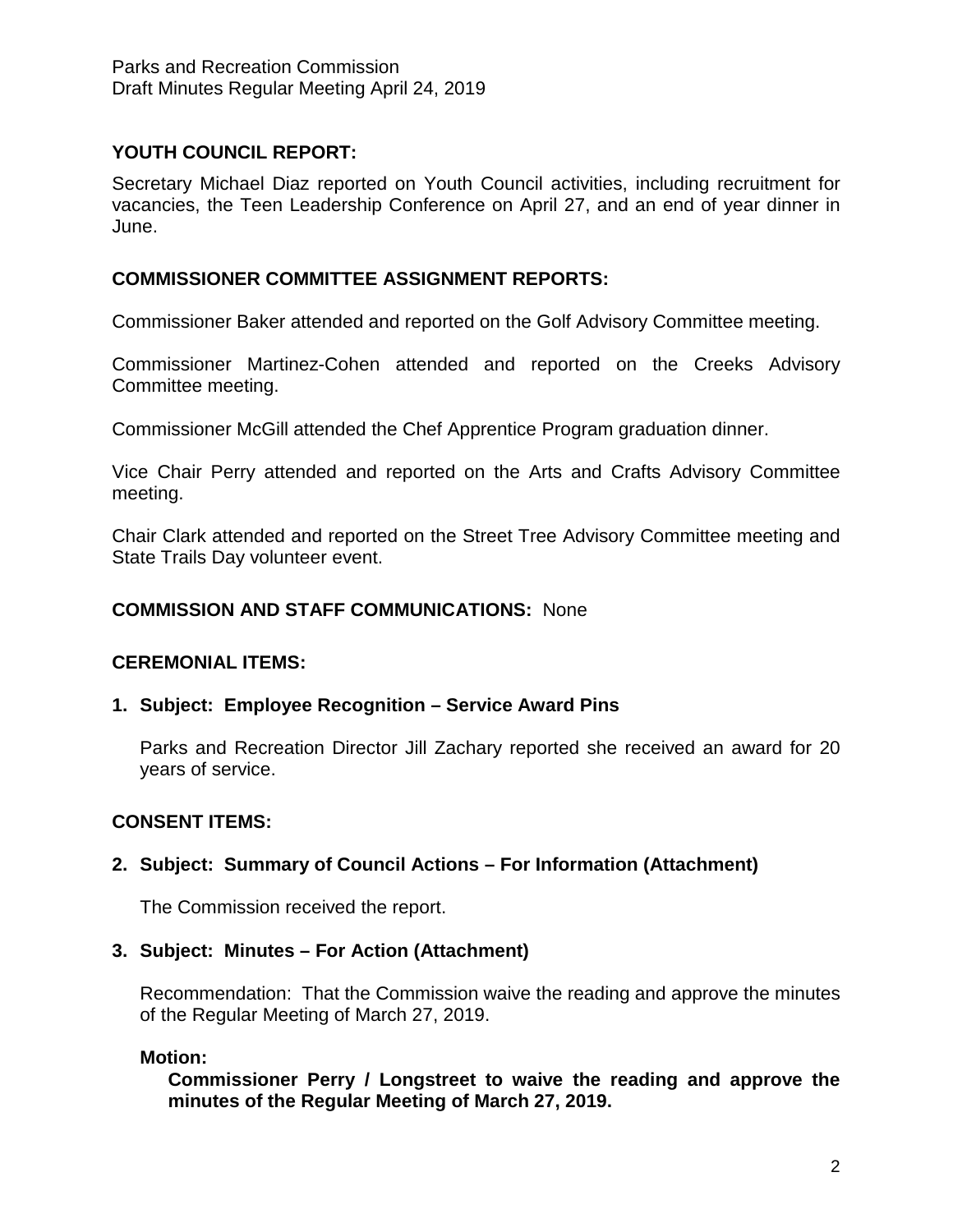## YOUTH COUNCIL REPORT:

Secretary Michael Diaz reported on Youth Council activities, including recruitment for vacancies, the Teen Leadership Conference on April 27, and an end of year dinner in June.

## COMMISSIONER COMMITTEE ASSIGNMENT REPORTS:

Commissioner Baker attended and reported on the Golf Advisory Committee meeting.

Commissioner Martinez-Cohen attended and reported on the Creeks Advisory Committee meeting.

Commissioner McGill attended the Chef Apprentice Program graduation dinner.

Vice Chair Perry attended and reported on the Arts and Crafts Advisory Committee meeting.

Chair Clark attended and reported on the Street Tree Advisory Committee meeting and State Trails Day volunteer event.

## COMMISSION AND STAFF COMMUNICATIONS: None

## CEREMONIAL ITEMS:

### 1. Subject: Employee Recognition – Service Award Pins

Parks and Recreation Director Jill Zachary reported she received an award for 20 years of service.

## CONSENT ITEMS:

### 2. Subject: Summary of Council Actions – For Information (Attachment)

The Commission received the report.

### 3. Subject: Minutes – For Action (Attachment)

Recommendation: That the Commission waive the reading and approve the minutes of the Regular Meeting of March 27, 2019.

**Motion:**

**Commissioner Perry / Longstreet to waive the reading and approve the minutes of the Regular Meeting of March 27, 2019.**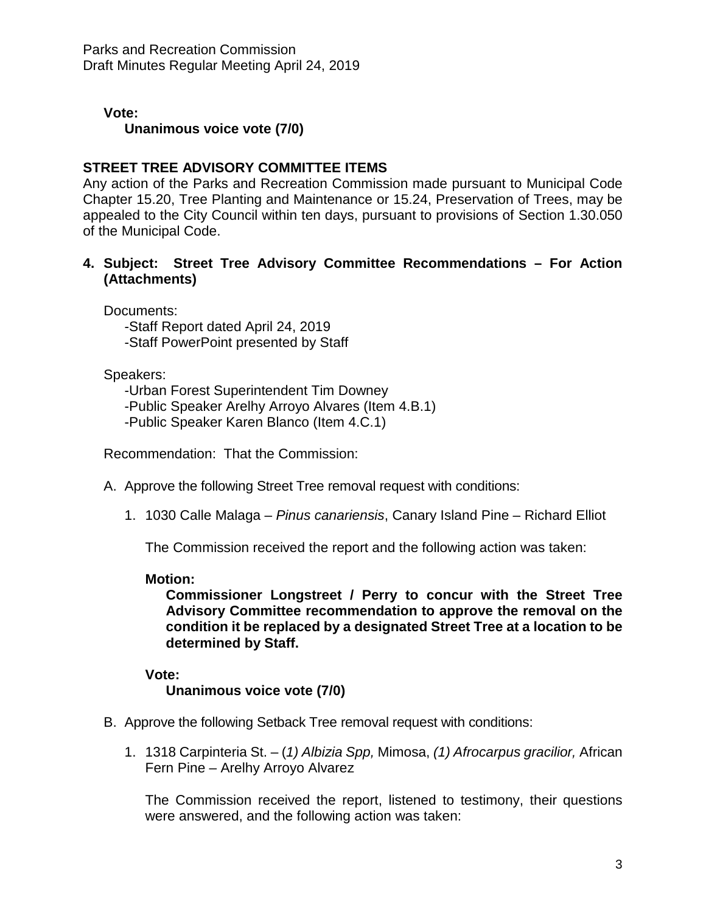**Vote:**

**Unanimous voice vote (7/0)**

## STREET TREE ADVISORY COMMITTEE ITEMS

Any action of the Parks and Recreation Commission made pursuant to Municipal Code Chapter 15.20, Tree Planting and Maintenance or 15.24, Preservation of Trees, may be appealed to the City Council within ten days, pursuant to provisions of Section 1.30.050 of the Municipal Code.

**4. Subject: Street Tree Advisory Committee Recommendations – For Action (Attachments)**

Documents:

-Staff Report dated April 24, 2019
-Staff PowerPoint presented by Staff

Speakers:

-Urban Forest Superintendent Tim Downey
-Public Speaker Arelhy Arroyo Alvares (Item 4.B.1)
-Public Speaker Karen Blanco (Item 4.C.1)

Recommendation: That the Commission:

A. Approve the following Street Tree removal request with conditions:

1. 1030 Calle Malaga – *Pinus canariensis*, Canary Island Pine – Richard Elliot

   The Commission received the report and the following action was taken:

   **Motion:**

   **Commissioner Longstreet / Perry to concur with the Street Tree Advisory Committee recommendation to approve the removal on the condition it be replaced by a designated Street Tree at a location to be determined by Staff.**

   **Vote:**

   **Unanimous voice vote (7/0)**

B. Approve the following Setback Tree removal request with conditions:

1. 1318 Carpinteria St. – (*1) Albizia Spp,* Mimosa, *(1) Afrocarpus gracilior,* African Fern Pine – Arelhy Arroyo Alvarez

   The Commission received the report, listened to testimony, their questions were answered, and the following action was taken: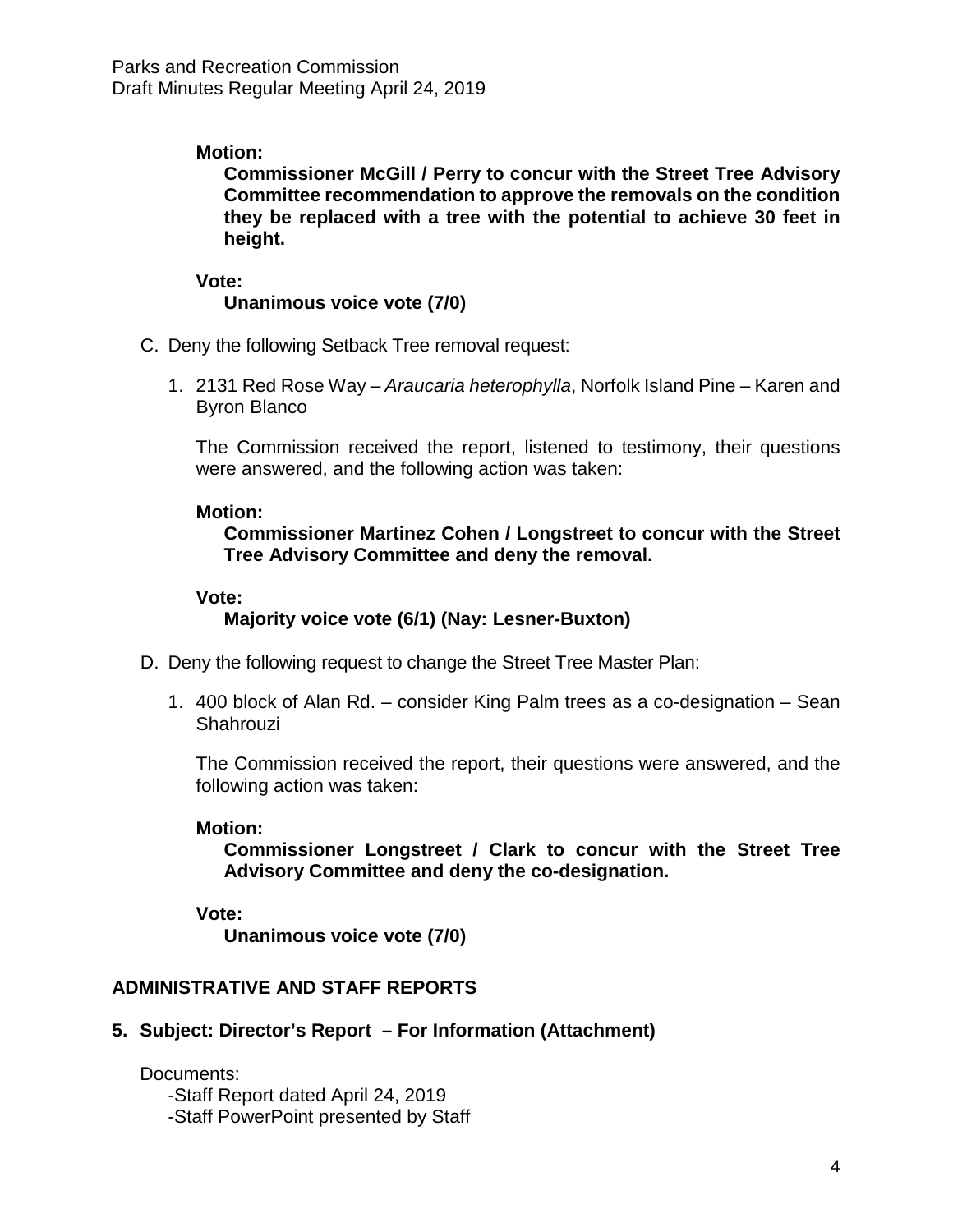**Motion:**

**Commissioner McGill / Perry to concur with the Street Tree Advisory Committee recommendation to approve the removals on the condition they be replaced with a tree with the potential to achieve 30 feet in height.**

**Vote:**

**Unanimous voice vote (7/0)**

C. Deny the following Setback Tree removal request:

1. 2131 Red Rose Way – *Araucaria heterophylla*, Norfolk Island Pine – Karen and Byron Blanco

   The Commission received the report, listened to testimony, their questions were answered, and the following action was taken:

   **Motion:**

   **Commissioner Martinez Cohen / Longstreet to concur with the Street Tree Advisory Committee and deny the removal.**

   **Vote:**

   **Majority voice vote (6/1) (Nay: Lesner-Buxton)**

D. Deny the following request to change the Street Tree Master Plan:

1. 400 block of Alan Rd. – consider King Palm trees as a co-designation – Sean Shahrouzi

   The Commission received the report, their questions were answered, and the following action was taken:

   **Motion:**

   **Commissioner Longstreet / Clark to concur with the Street Tree Advisory Committee and deny the co-designation.**

   **Vote:**

   **Unanimous voice vote (7/0)**

## ADMINISTRATIVE AND STAFF REPORTS

### 5. Subject: Director's Report – For Information (Attachment)

Documents:

-Staff Report dated April 24, 2019
-Staff PowerPoint presented by Staff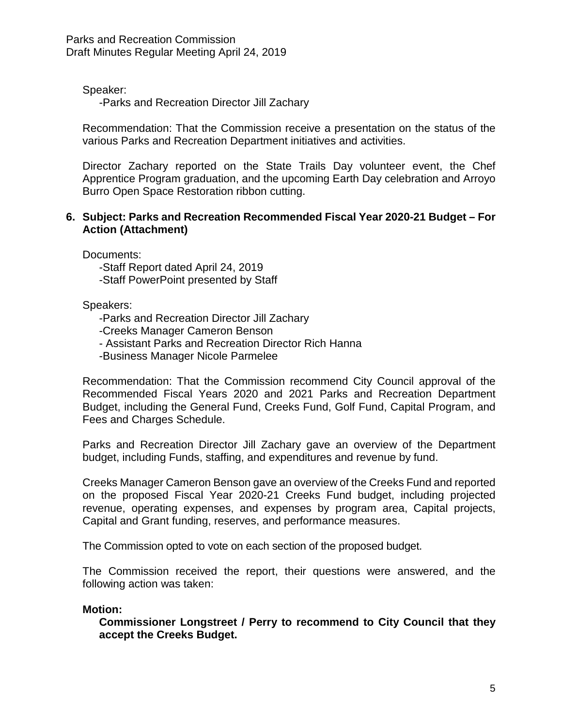Speaker:

-Parks and Recreation Director Jill Zachary

Recommendation: That the Commission receive a presentation on the status of the various Parks and Recreation Department initiatives and activities.

Director Zachary reported on the State Trails Day volunteer event, the Chef Apprentice Program graduation, and the upcoming Earth Day celebration and Arroyo Burro Open Space Restoration ribbon cutting.

**6. Subject: Parks and Recreation Recommended Fiscal Year 2020-21 Budget – For Action (Attachment)**

Documents:

-Staff Report dated April 24, 2019
-Staff PowerPoint presented by Staff

Speakers:

-Parks and Recreation Director Jill Zachary
-Creeks Manager Cameron Benson
- Assistant Parks and Recreation Director Rich Hanna
-Business Manager Nicole Parmelee

Recommendation: That the Commission recommend City Council approval of the Recommended Fiscal Years 2020 and 2021 Parks and Recreation Department Budget, including the General Fund, Creeks Fund, Golf Fund, Capital Program, and Fees and Charges Schedule.

Parks and Recreation Director Jill Zachary gave an overview of the Department budget, including Funds, staffing, and expenditures and revenue by fund.

Creeks Manager Cameron Benson gave an overview of the Creeks Fund and reported on the proposed Fiscal Year 2020-21 Creeks Fund budget, including projected revenue, operating expenses, and expenses by program area, Capital projects, Capital and Grant funding, reserves, and performance measures.

The Commission opted to vote on each section of the proposed budget.

The Commission received the report, their questions were answered, and the following action was taken:

**Motion:**

**Commissioner Longstreet / Perry to recommend to City Council that they accept the Creeks Budget.**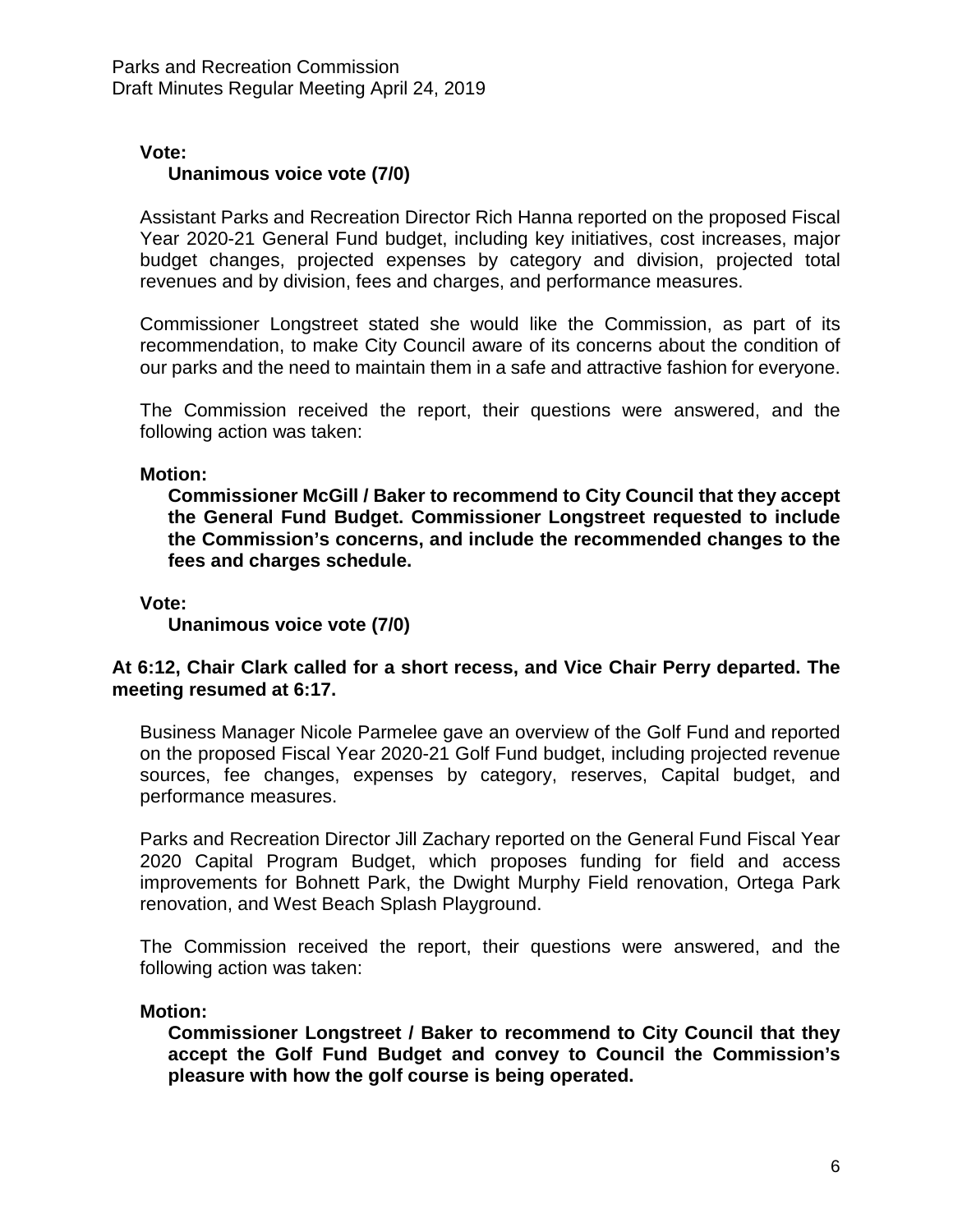**Vote:**

**Unanimous voice vote (7/0)**

Assistant Parks and Recreation Director Rich Hanna reported on the proposed Fiscal Year 2020-21 General Fund budget, including key initiatives, cost increases, major budget changes, projected expenses by category and division, projected total revenues and by division, fees and charges, and performance measures.

Commissioner Longstreet stated she would like the Commission, as part of its recommendation, to make City Council aware of its concerns about the condition of our parks and the need to maintain them in a safe and attractive fashion for everyone.

The Commission received the report, their questions were answered, and the following action was taken:

**Motion:**

**Commissioner McGill / Baker to recommend to City Council that they accept the General Fund Budget. Commissioner Longstreet requested to include the Commission's concerns, and include the recommended changes to the fees and charges schedule.**

**Vote:**

**Unanimous voice vote (7/0)**

**At 6:12, Chair Clark called for a short recess, and Vice Chair Perry departed. The meeting resumed at 6:17.**

Business Manager Nicole Parmelee gave an overview of the Golf Fund and reported on the proposed Fiscal Year 2020-21 Golf Fund budget, including projected revenue sources, fee changes, expenses by category, reserves, Capital budget, and performance measures.

Parks and Recreation Director Jill Zachary reported on the General Fund Fiscal Year 2020 Capital Program Budget, which proposes funding for field and access improvements for Bohnett Park, the Dwight Murphy Field renovation, Ortega Park renovation, and West Beach Splash Playground.

The Commission received the report, their questions were answered, and the following action was taken:

**Motion:**

**Commissioner Longstreet / Baker to recommend to City Council that they accept the Golf Fund Budget and convey to Council the Commission's pleasure with how the golf course is being operated.**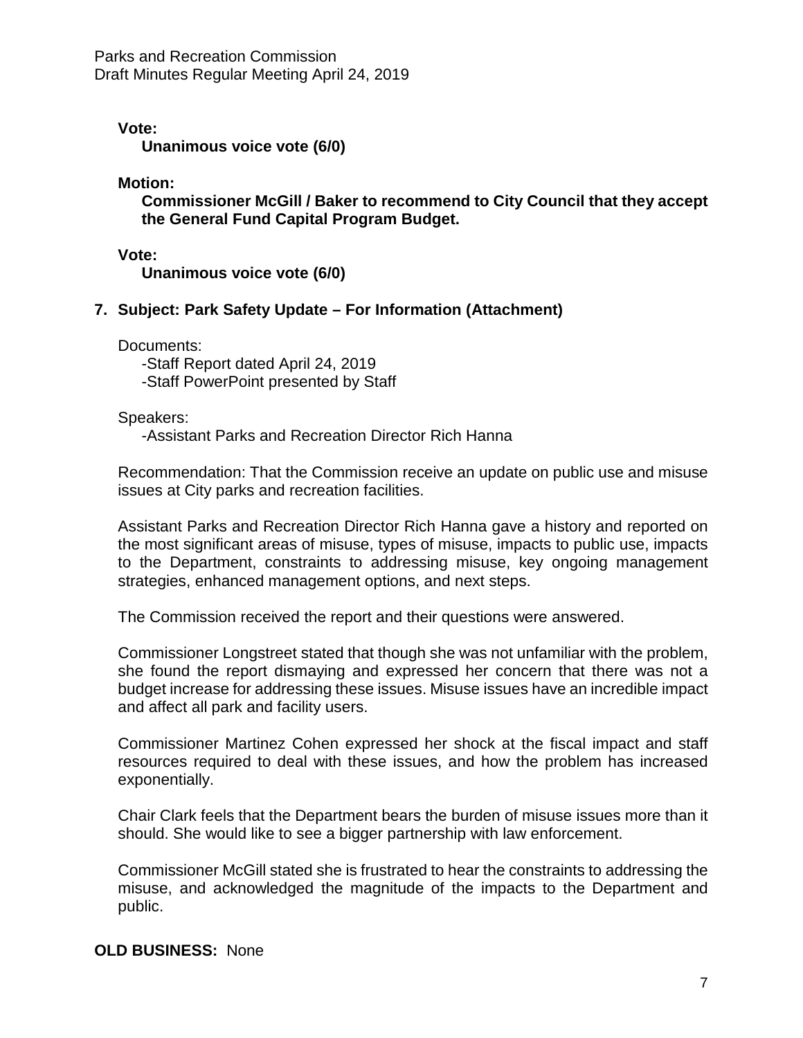**Vote:**

**Unanimous voice vote (6/0)**

**Motion:**

**Commissioner McGill / Baker to recommend to City Council that they accept the General Fund Capital Program Budget.**

**Vote:**

**Unanimous voice vote (6/0)**

**7. Subject: Park Safety Update – For Information (Attachment)**

Documents:

-Staff Report dated April 24, 2019
-Staff PowerPoint presented by Staff

Speakers:

-Assistant Parks and Recreation Director Rich Hanna

Recommendation: That the Commission receive an update on public use and misuse issues at City parks and recreation facilities.

Assistant Parks and Recreation Director Rich Hanna gave a history and reported on the most significant areas of misuse, types of misuse, impacts to public use, impacts to the Department, constraints to addressing misuse, key ongoing management strategies, enhanced management options, and next steps.

The Commission received the report and their questions were answered.

Commissioner Longstreet stated that though she was not unfamiliar with the problem, she found the report dismaying and expressed her concern that there was not a budget increase for addressing these issues. Misuse issues have an incredible impact and affect all park and facility users.

Commissioner Martinez Cohen expressed her shock at the fiscal impact and staff resources required to deal with these issues, and how the problem has increased exponentially.

Chair Clark feels that the Department bears the burden of misuse issues more than it should. She would like to see a bigger partnership with law enforcement.

Commissioner McGill stated she is frustrated to hear the constraints to addressing the misuse, and acknowledged the magnitude of the impacts to the Department and public.

**OLD BUSINESS:** None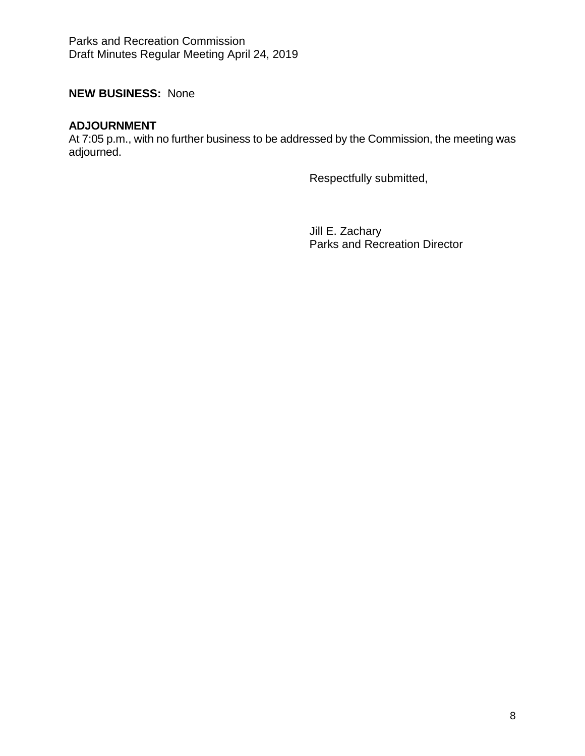**NEW BUSINESS:** None

**ADJOURNMENT**
At 7:05 p.m., with no further business to be addressed by the Commission, the meeting was adjourned.

Respectfully submitted,

Jill E. Zachary
Parks and Recreation Director